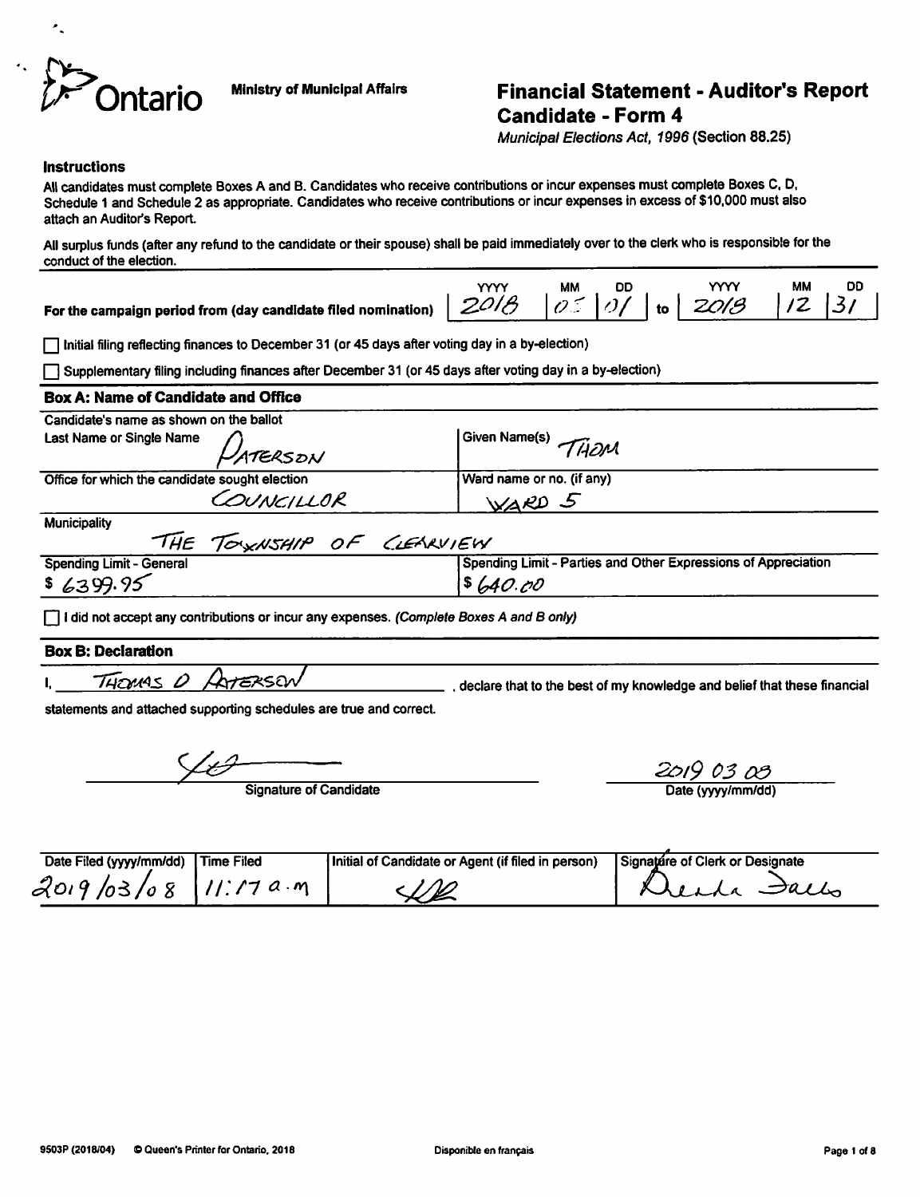Ontario — Ministry of Municipal Affairs

# Financial Statement - Auditor's Report Candidate - Form 4

*Municipal Elections Act, 1996* (Section 88.25)

### Instructions

All candidates must complete Boxes A and B. Candidates who receive contributions or incur expenses must complete Boxes C, D, Schedule 1 and Schedule 2 as appropriate. Candidates who receive contributions or incur expenses in excess of $10,000 must also attach an Auditor's Report.

All surplus funds (after any refund to the candidate or their spouse) shall be paid immediately over to the clerk who is responsible for the conduct of the election.

| For the campaign period from (day candidate filed nomination) | YYYY | MM | DD | to | YYYY | MM | DD |
|---|---|---|---|---|---|---|---|
| | 2018 | 05 | 01 | to | 2018 | 12 | 31 |

☐ Initial filing reflecting finances to December 31 (or 45 days after voting day in a by-election)

☐ Supplementary filing including finances after December 31 (or 45 days after voting day in a by-election)

### Box A: Name of Candidate and Office

Candidate's name as shown on the ballot

| Last Name or Single Name | Given Name(s) |
|---|---|
| PATERSON | THOM |
| **Office for which the candidate sought election** | **Ward name or no. (if any)** |
| COUNCILLOR | WARD 5 |

Municipality: THE TOWNSHIP OF CLEARVIEW

| Spending Limit - General | Spending Limit - Parties and Other Expressions of Appreciation |
|---|---|
| $ 6399.95 | $ 640.00 |

☐ I did not accept any contributions or incur any expenses. *(Complete Boxes A and B only)*

### Box B: Declaration

I, THOMAS D PATERSON, declare that to the best of my knowledge and belief that these financial statements and attached supporting schedules are true and correct.

Signature of Candidate: [signature]

Date (yyyy/mm/dd): 2019 03 08

| Date Filed (yyyy/mm/dd) | Time Filed | Initial of Candidate or Agent (if filed in person) | Signature of Clerk or Designate |
|---|---|---|---|
| 2019/03/08 | 11:17 a.m | [initials] | [signature] |

9503P (2018/04) © Queen's Printer for Ontario, 2018 — Disponible en français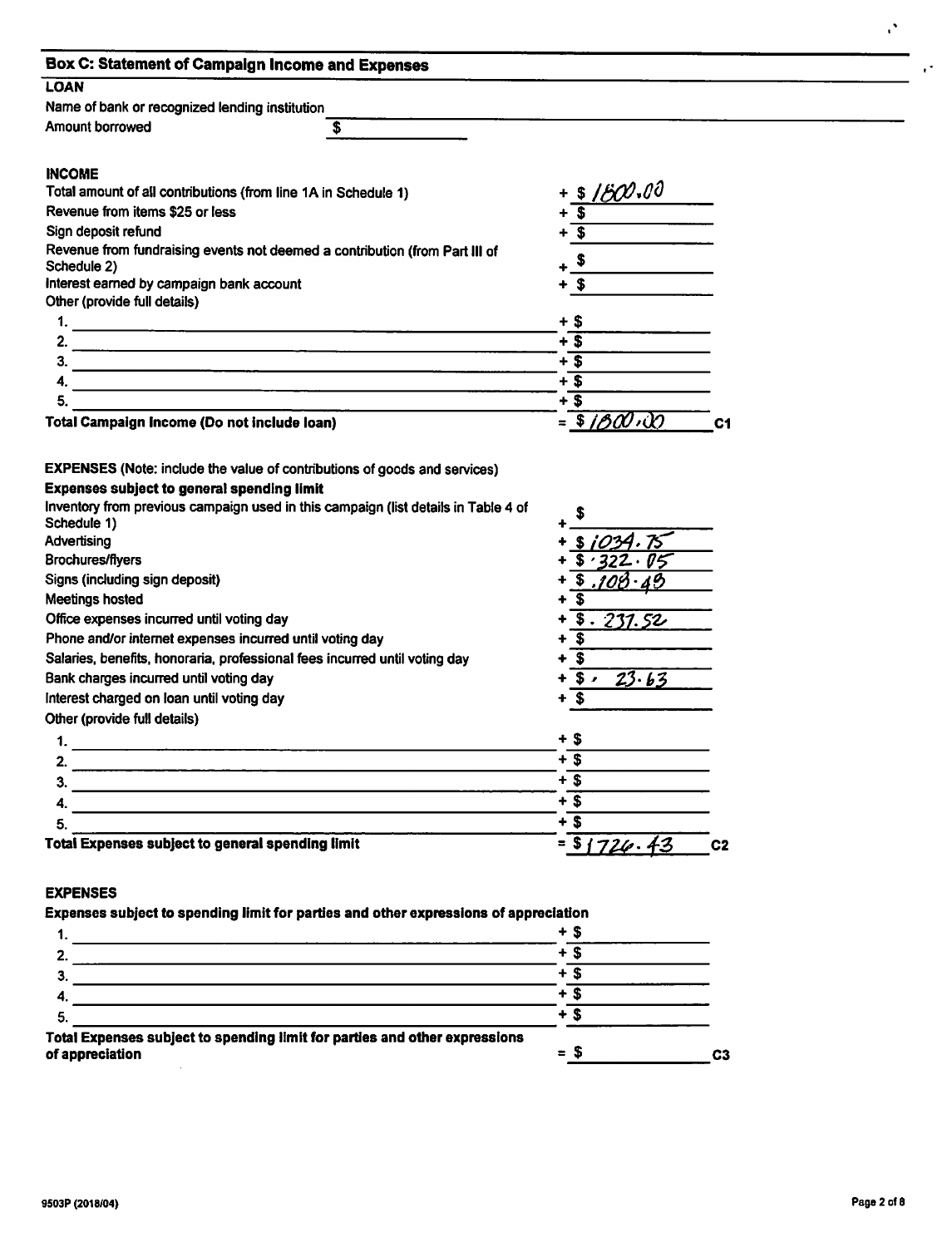## Box C: Statement of Campaign Income and Expenses

### LOAN

Name of bank or recognized lending institution ______________________

Amount borrowed $ ______________

### INCOME

| Item | Amount |
|---|---|
| Total amount of all contributions (from line 1A in Schedule 1) | + $ 1800.00 |
| Revenue from items $25 or less | + $ |
| Sign deposit refund | + $ |
| Revenue from fundraising events not deemed a contribution (from Part III of Schedule 2) | + $ |
| Interest earned by campaign bank account | + $ |
| Other (provide full details) | |
| 1. | + $ |
| 2. | + $ |
| 3. | + $ |
| 4. | + $ |
| 5. | + $ |
| **Total Campaign Income (Do not include loan)** | = $ 1800.00 **C1** |

### EXPENSES (Note: include the value of contributions of goods and services)

**Expenses subject to general spending limit**

| Item | Amount |
|---|---|
| Inventory from previous campaign used in this campaign (list details in Table 4 of Schedule 1) | + $ |
| Advertising | + $ 1034.75 |
| Brochures/flyers | + $ 322.05 |
| Signs (including sign deposit) | + $ 108.48 |
| Meetings hosted | + $ |
| Office expenses incurred until voting day | + $ 237.52 |
| Phone and/or internet expenses incurred until voting day | + $ |
| Salaries, benefits, honoraria, professional fees incurred until voting day | + $ |
| Bank charges incurred until voting day | + $ 23.63 |
| Interest charged on loan until voting day | + $ |
| Other (provide full details) | |
| 1. | + $ |
| 2. | + $ |
| 3. | + $ |
| 4. | + $ |
| 5. | + $ |
| **Total Expenses subject to general spending limit** | = $ 1726.43 **C2** |

### EXPENSES

**Expenses subject to spending limit for parties and other expressions of appreciation**

| Item | Amount |
|---|---|
| 1. | + $ |
| 2. | + $ |
| 3. | + $ |
| 4. | + $ |
| 5. | + $ |
| **Total Expenses subject to spending limit for parties and other expressions of appreciation** | = $ **C3** |

9503P (2018/04)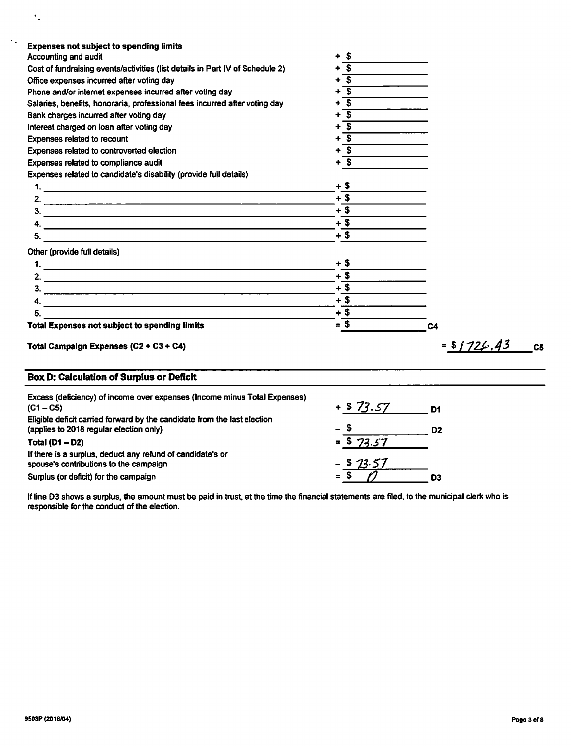**Expenses not subject to spending limits**

| | | |
|---|---|---|
| Accounting and audit | + $ | |
| Cost of fundraising events/activities (list details in Part IV of Schedule 2) | + $ | |
| Office expenses incurred after voting day | + $ | |
| Phone and/or internet expenses incurred after voting day | + $ | |
| Salaries, benefits, honoraria, professional fees incurred after voting day | + $ | |
| Bank charges incurred after voting day | + $ | |
| Interest charged on loan after voting day | + $ | |
| Expenses related to recount | + $ | |
| Expenses related to controverted election | + $ | |
| Expenses related to compliance audit | + $ | |
| Expenses related to candidate's disability (provide full details) | | |
| 1. | + $ | |
| 2. | + $ | |
| 3. | + $ | |
| 4. | + $ | |
| 5. | + $ | |
| Other (provide full details) | | |
| 1. | + $ | |
| 2. | + $ | |
| 3. | + $ | |
| 4. | + $ | |
| 5. | + $ | |
| **Total Expenses not subject to spending limits** | = $ | C4 |
| **Total Campaign Expenses (C2 + C3 + C4)** | = $ 1726.43 | C5 |

## Box D: Calculation of Surplus or Deficit

| | | |
|---|---|---|
| Excess (deficiency) of income over expenses (Income minus Total Expenses) (C1 – C5) | + $ 73.57 | D1 |
| Eligible deficit carried forward by the candidate from the last election (applies to 2018 regular election only) | – $ | D2 |
| **Total (D1 – D2)** | = $ 73.57 | |
| If there is a surplus, deduct any refund of candidate's or spouse's contributions to the campaign | – $ 73.57 | |
| Surplus (or deficit) for the campaign | = $ 0 | D3 |

If line D3 shows a surplus, the amount must be paid in trust, at the time the financial statements are filed, to the municipal clerk who is responsible for the conduct of the election.

9503P (2018/04)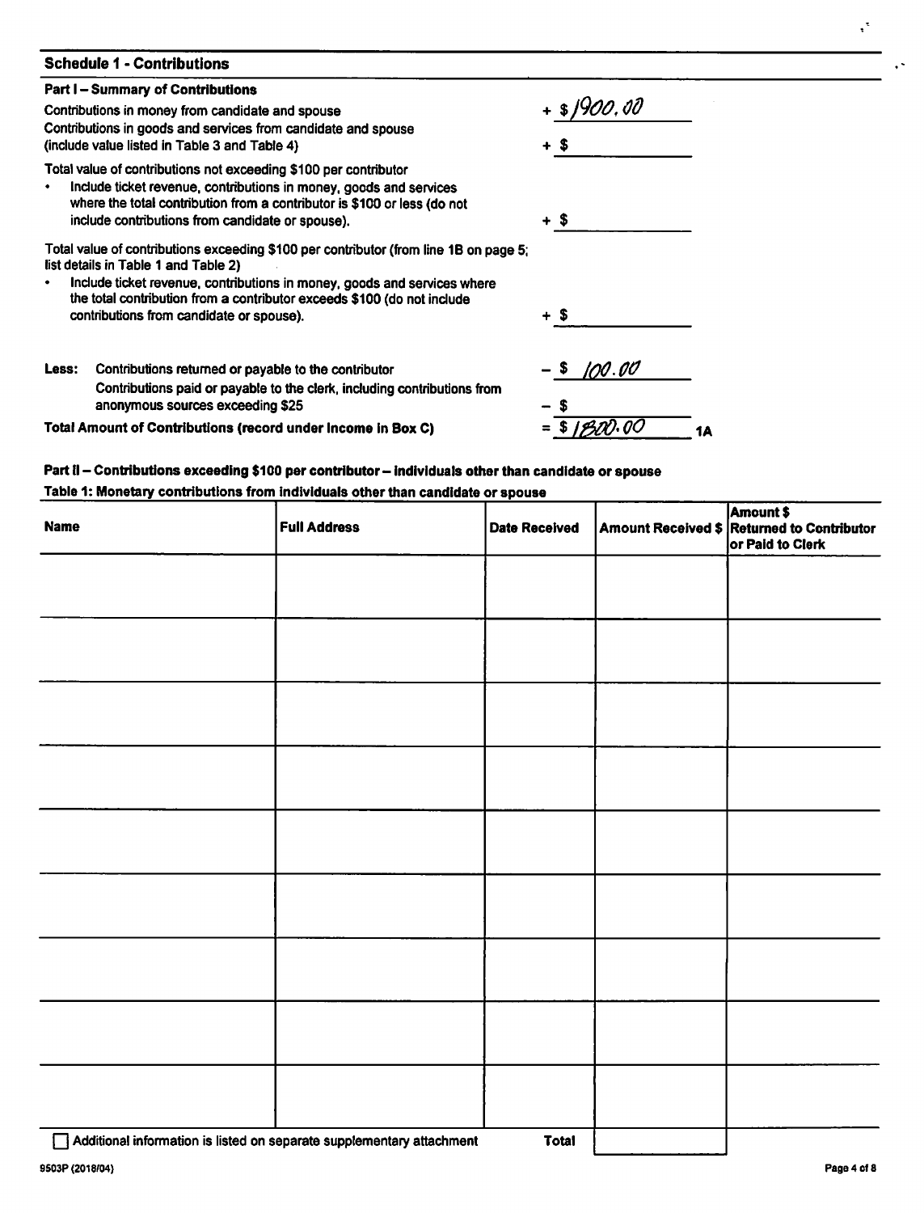## Schedule 1 - Contributions

### Part I – Summary of Contributions

| | |
|---|---|
| Contributions in money from candidate and spouse | + $1900.00 |
| Contributions in goods and services from candidate and spouse (include value listed in Table 3 and Table 4) | + $ |
| Total value of contributions not exceeding $100 per contributor<br>• Include ticket revenue, contributions in money, goods and services where the total contribution from a contributor is $100 or less (do not include contributions from candidate or spouse). | + $ |
| Total value of contributions exceeding $100 per contributor (from line 1B on page 5; list details in Table 1 and Table 2)<br>• Include ticket revenue, contributions in money, goods and services where the total contribution from a contributor exceeds $100 (do not include contributions from candidate or spouse). | + $ |
| **Less:** Contributions returned or payable to the contributor | – $ 100.00 |
| Contributions paid or payable to the clerk, including contributions from anonymous sources exceeding $25 | – $ |
| **Total Amount of Contributions (record under Income in Box C)** | = $1800.00 **1A** |

### Part II – Contributions exceeding $100 per contributor – individuals other than candidate or spouse

**Table 1: Monetary contributions from individuals other than candidate or spouse**

| Name | Full Address | Date Received | Amount Received $ | Amount $ Returned to Contributor or Paid to Clerk |
|---|---|---|---|---|
| | | | | |
| | | | | |
| | | | | |
| | | | | |
| | | | | |
| | | | | |
| | | | | |
| | | | | |
| | | | | |
| ☐ Additional information is listed on separate supplementary attachment | | **Total** | | |

9503P (2018/04)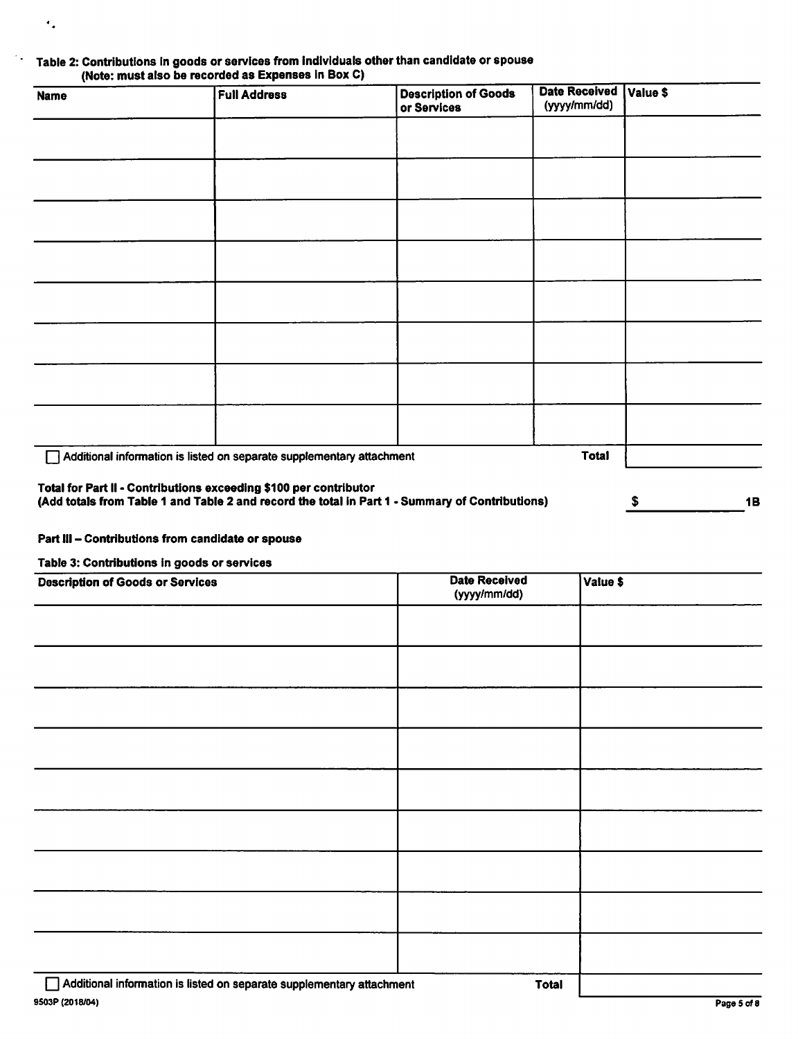**Table 2: Contributions in goods or services from individuals other than candidate or spouse**
**(Note: must also be recorded as Expenses in Box C)**

| Name | Full Address | Description of Goods or Services | Date Received (yyyy/mm/dd) | Value $ |
|---|---|---|---|---|
| | | | | |
| | | | | |
| | | | | |
| | | | | |
| | | | | |
| | | | | |
| | | | | |
| | | | | |
| | | | **Total** | |

☐ Additional information is listed on separate supplementary attachment

**Total for Part II - Contributions exceeding $100 per contributor**
**(Add totals from Table 1 and Table 2 and record the total in Part 1 - Summary of Contributions)** **$ ________ 1B**

**Part III – Contributions from candidate or spouse**

**Table 3: Contributions in goods or services**

| Description of Goods or Services | Date Received (yyyy/mm/dd) | Value $ |
|---|---|---|
| | | |
| | | |
| | | |
| | | |
| | | |
| | | |
| | | |
| | | |
| | | |
| | **Total** | |

☐ Additional information is listed on separate supplementary attachment

9503P (2018/04)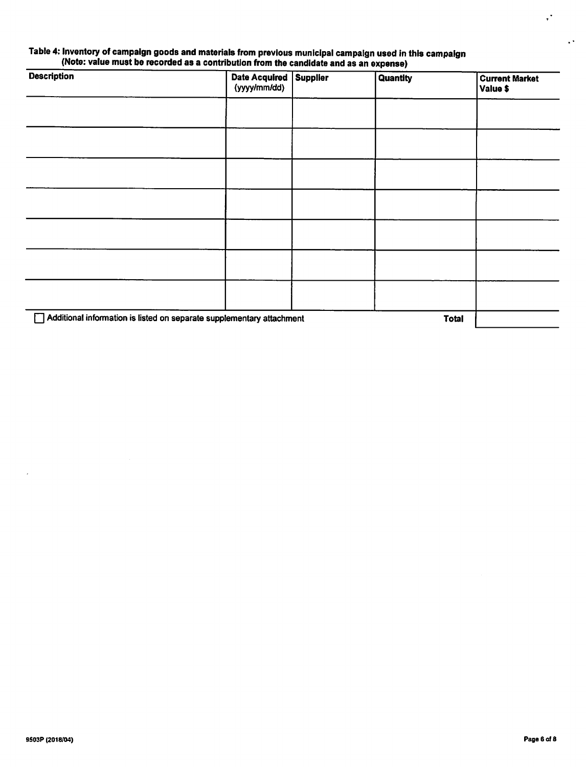**Table 4: Inventory of campaign goods and materials from previous municipal campaign used in this campaign**
**(Note: value must be recorded as a contribution from the candidate and as an expense)**

| Description | Date Acquired (yyyy/mm/dd) | Supplier | Quantity | Current Market Value $ |
|---|---|---|---|---|
| | | | | |
| | | | | |
| | | | | |
| | | | | |
| | | | | |
| | | | | |
| | | | | |
| | | | **Total** | |

☐ Additional information is listed on separate supplementary attachment

9503P (2018/04)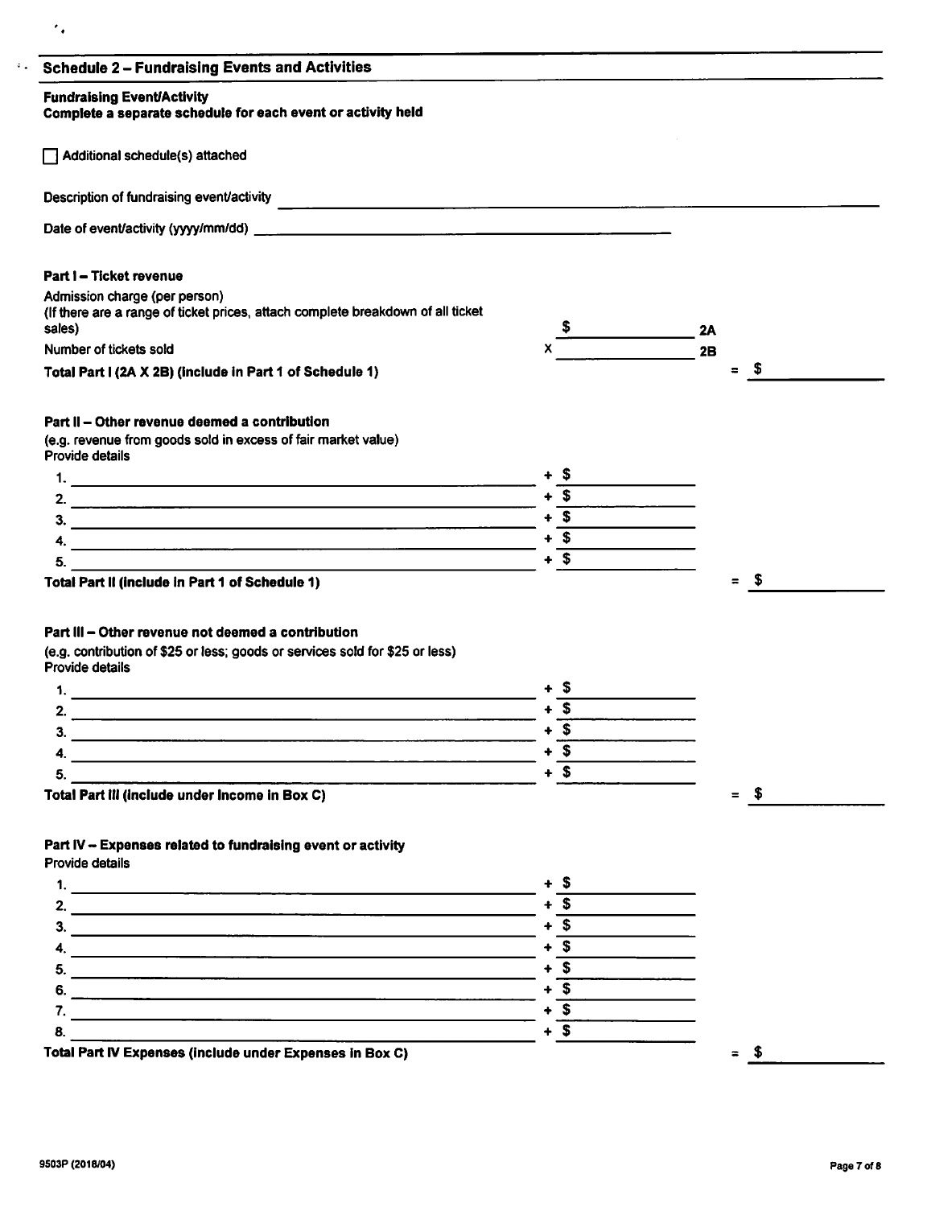## Schedule 2 – Fundraising Events and Activities

**Fundraising Event/Activity**
**Complete a separate schedule for each event or activity held**

☐ Additional schedule(s) attached

Description of fundraising event/activity \_\_\_\_\_\_\_\_\_\_\_\_\_\_\_\_\_\_\_\_\_\_\_\_\_\_\_\_\_\_\_\_\_\_\_\_\_\_\_\_

Date of event/activity (yyyy/mm/dd) \_\_\_\_\_\_\_\_\_\_\_\_\_\_\_\_\_\_\_\_\_\_\_\_\_\_\_\_\_\_

### Part I – Ticket revenue

Admission charge (per person)
(If there are a range of ticket prices, attach complete breakdown of all ticket sales) $ \_\_\_\_\_\_\_\_\_\_ 2A

Number of tickets sold x \_\_\_\_\_\_\_\_\_\_ 2B

**Total Part I (2A X 2B) (include in Part 1 of Schedule 1)** = $ \_\_\_\_\_\_\_\_\_\_

### Part II – Other revenue deemed a contribution

(e.g. revenue from goods sold in excess of fair market value)
Provide details

1. \_\_\_\_\_\_\_\_\_\_\_\_\_\_\_\_\_\_\_\_ + $ \_\_\_\_\_\_\_\_\_\_
2. \_\_\_\_\_\_\_\_\_\_\_\_\_\_\_\_\_\_\_\_ + $ \_\_\_\_\_\_\_\_\_\_
3. \_\_\_\_\_\_\_\_\_\_\_\_\_\_\_\_\_\_\_\_ + $ \_\_\_\_\_\_\_\_\_\_
4. \_\_\_\_\_\_\_\_\_\_\_\_\_\_\_\_\_\_\_\_ + $ \_\_\_\_\_\_\_\_\_\_
5. \_\_\_\_\_\_\_\_\_\_\_\_\_\_\_\_\_\_\_\_ + $ \_\_\_\_\_\_\_\_\_\_

**Total Part II (include in Part 1 of Schedule 1)** = $ \_\_\_\_\_\_\_\_\_\_

### Part III – Other revenue not deemed a contribution

(e.g. contribution of $25 or less; goods or services sold for $25 or less)
Provide details

1. \_\_\_\_\_\_\_\_\_\_\_\_\_\_\_\_\_\_\_\_ + $ \_\_\_\_\_\_\_\_\_\_
2. \_\_\_\_\_\_\_\_\_\_\_\_\_\_\_\_\_\_\_\_ + $ \_\_\_\_\_\_\_\_\_\_
3. \_\_\_\_\_\_\_\_\_\_\_\_\_\_\_\_\_\_\_\_ + $ \_\_\_\_\_\_\_\_\_\_
4. \_\_\_\_\_\_\_\_\_\_\_\_\_\_\_\_\_\_\_\_ + $ \_\_\_\_\_\_\_\_\_\_
5. \_\_\_\_\_\_\_\_\_\_\_\_\_\_\_\_\_\_\_\_ + $ \_\_\_\_\_\_\_\_\_\_

**Total Part III (include under Income in Box C)** = $ \_\_\_\_\_\_\_\_\_\_

### Part IV – Expenses related to fundraising event or activity

Provide details

1. \_\_\_\_\_\_\_\_\_\_\_\_\_\_\_\_\_\_\_\_ + $ \_\_\_\_\_\_\_\_\_\_
2. \_\_\_\_\_\_\_\_\_\_\_\_\_\_\_\_\_\_\_\_ + $ \_\_\_\_\_\_\_\_\_\_
3. \_\_\_\_\_\_\_\_\_\_\_\_\_\_\_\_\_\_\_\_ + $ \_\_\_\_\_\_\_\_\_\_
4. \_\_\_\_\_\_\_\_\_\_\_\_\_\_\_\_\_\_\_\_ + $ \_\_\_\_\_\_\_\_\_\_
5. \_\_\_\_\_\_\_\_\_\_\_\_\_\_\_\_\_\_\_\_ + $ \_\_\_\_\_\_\_\_\_\_
6. \_\_\_\_\_\_\_\_\_\_\_\_\_\_\_\_\_\_\_\_ + $ \_\_\_\_\_\_\_\_\_\_
7. \_\_\_\_\_\_\_\_\_\_\_\_\_\_\_\_\_\_\_\_ + $ \_\_\_\_\_\_\_\_\_\_
8. \_\_\_\_\_\_\_\_\_\_\_\_\_\_\_\_\_\_\_\_ + $ \_\_\_\_\_\_\_\_\_\_

**Total Part IV Expenses (include under Expenses in Box C)** = $ \_\_\_\_\_\_\_\_\_\_

9503P (2018/04)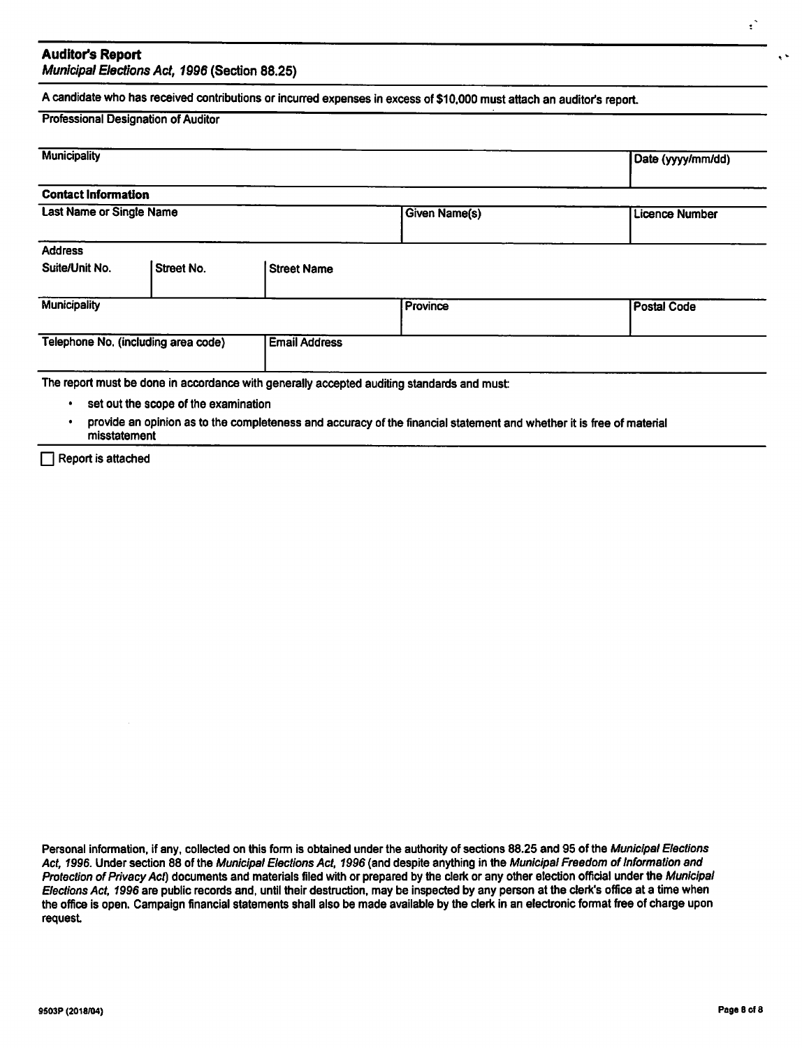## Auditor's Report

*Municipal Elections Act, 1996* (Section 88.25)

A candidate who has received contributions or incurred expenses in excess of $10,000 must attach an auditor's report.

Professional Designation of Auditor

| Municipality | Date (yyyy/mm/dd) |
|---|---|
| | |

**Contact Information**

| Last Name or Single Name | Given Name(s) | Licence Number |
|---|---|---|
| | | |

Address

| Suite/Unit No. | Street No. | Street Name |
|---|---|---|
| | | |

| Municipality | Province | Postal Code |
|---|---|---|
| | | |

| Telephone No. (including area code) | Email Address |
|---|---|
| | |

The report must be done in accordance with generally accepted auditing standards and must:

- set out the scope of the examination
- provide an opinion as to the completeness and accuracy of the financial statement and whether it is free of material misstatement

☐ Report is attached

Personal information, if any, collected on this form is obtained under the authority of sections 88.25 and 95 of the *Municipal Elections Act, 1996*. Under section 88 of the *Municipal Elections Act, 1996* (and despite anything in the *Municipal Freedom of Information and Protection of Privacy Act*) documents and materials filed with or prepared by the clerk or any other election official under the *Municipal Elections Act, 1996* are public records and, until their destruction, may be inspected by any person at the clerk's office at a time when the office is open. Campaign financial statements shall also be made available by the clerk in an electronic format free of charge upon request.

9503P (2018/04)